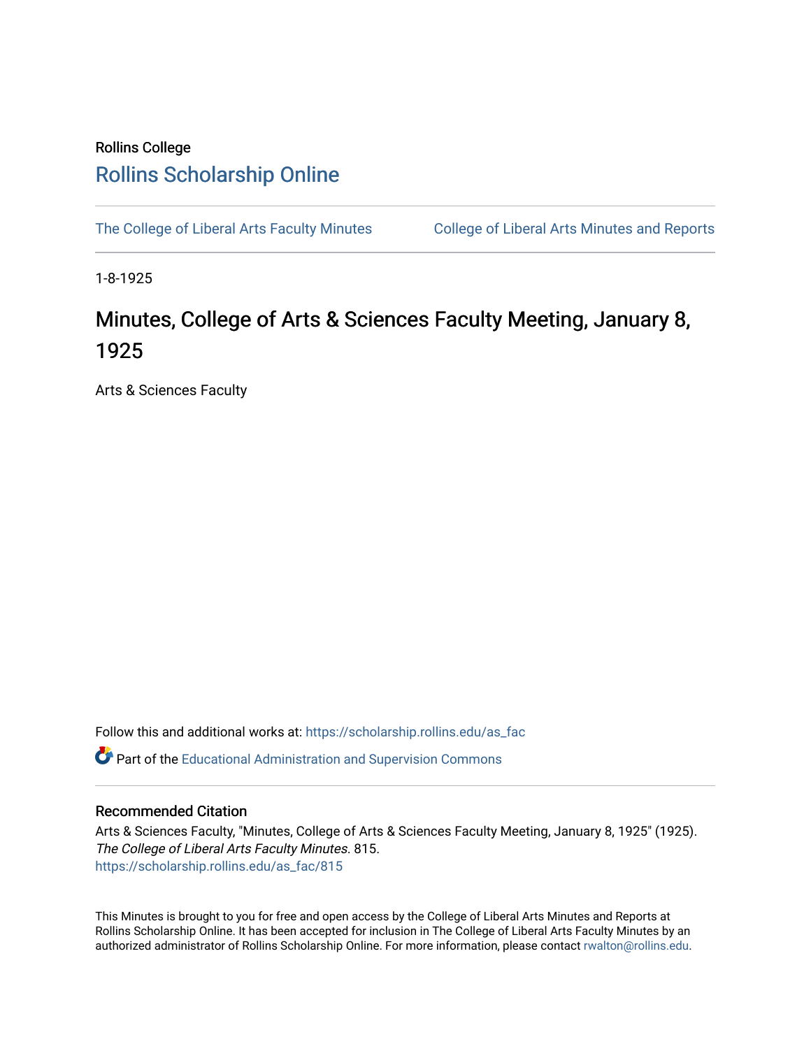Rollins College

# Rollins Scholarship Online

The College of Liberal Arts Faculty Minutes

College of Liberal Arts Minutes and Reports

1-8-1925

# Minutes, College of Arts & Sciences Faculty Meeting, January 8, 1925

Arts & Sciences Faculty

Follow this and additional works at: https://scholarship.rollins.edu/as_fac

Part of the Educational Administration and Supervision Commons

## Recommended Citation

Arts & Sciences Faculty, "Minutes, College of Arts & Sciences Faculty Meeting, January 8, 1925" (1925). *The College of Liberal Arts Faculty Minutes*. 815.
https://scholarship.rollins.edu/as_fac/815

This Minutes is brought to you for free and open access by the College of Liberal Arts Minutes and Reports at Rollins Scholarship Online. It has been accepted for inclusion in The College of Liberal Arts Faculty Minutes by an authorized administrator of Rollins Scholarship Online. For more information, please contact rwalton@rollins.edu.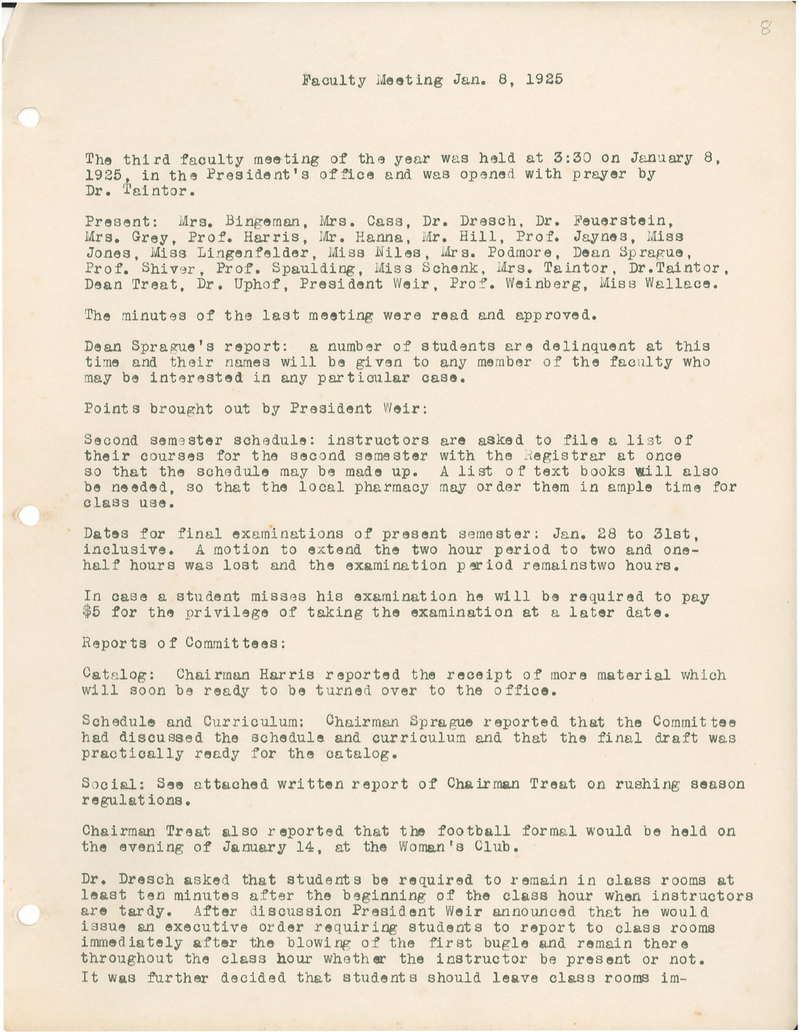# Faculty Meeting Jan. 8, 1925

The third faculty meeting of the year was held at 3:30 on January 8, 1925, in the President's office and was opened with prayer by Dr. Taintor.

Present: Mrs. Bingeman, Mrs. Cass, Dr. Dresch, Dr. Feuerstein, Mrs. Grey, Prof. Harris, Mr. Hanna, Mr. Hill, Prof. Jaynes, Miss Jones, Miss Lingenfelder, Miss Niles, Mrs. Podmore, Dean Sprague, Prof. Shiver, Prof. Spaulding, Miss Schenk, Mrs. Taintor, Dr. Taintor, Dean Treat, Dr. Uphof, President Weir, Prof. Weinberg, Miss Wallace.

The minutes of the last meeting were read and approved.

Dean Sprague's report: a number of students are delinquent at this time and their names will be given to any member of the faculty who may be interested in any particular case.

Points brought out by President Weir:

Second semester schedule: instructors are asked to file a list of their courses for the second semester with the Registrar at once so that the schedule may be made up. A list of text books will also be needed, so that the local pharmacy may order them in ample time for class use.

Dates for final examinations of present semester: Jan. 28 to 31st, inclusive. A motion to extend the two hour period to two and one-half hours was lost and the examination period remainstwo hours.

In case a student misses his examination he will be required to pay $5 for the privilege of taking the examination at a later date.

Reports of Committees:

Catalog: Chairman Harris reported the receipt of more material which will soon be ready to be turned over to the office.

Schedule and Curriculum: Chairman Sprague reported that the Committee had discussed the schedule and curriculum and that the final draft was practically ready for the catalog.

Social: See attached written report of Chairman Treat on rushing season regulations.

Chairman Treat also reported that the football formal would be held on the evening of January 14, at the Woman's Club.

Dr. Dresch asked that students be required to remain in class rooms at least ten minutes after the beginning of the class hour when instructors are tardy. After discussion President Weir announced that he would issue an executive order requiring students to report to class rooms immediately after the blowing of the first bugle and remain there throughout the class hour whether the instructor be present or not. It was further decided that students should leave class rooms im-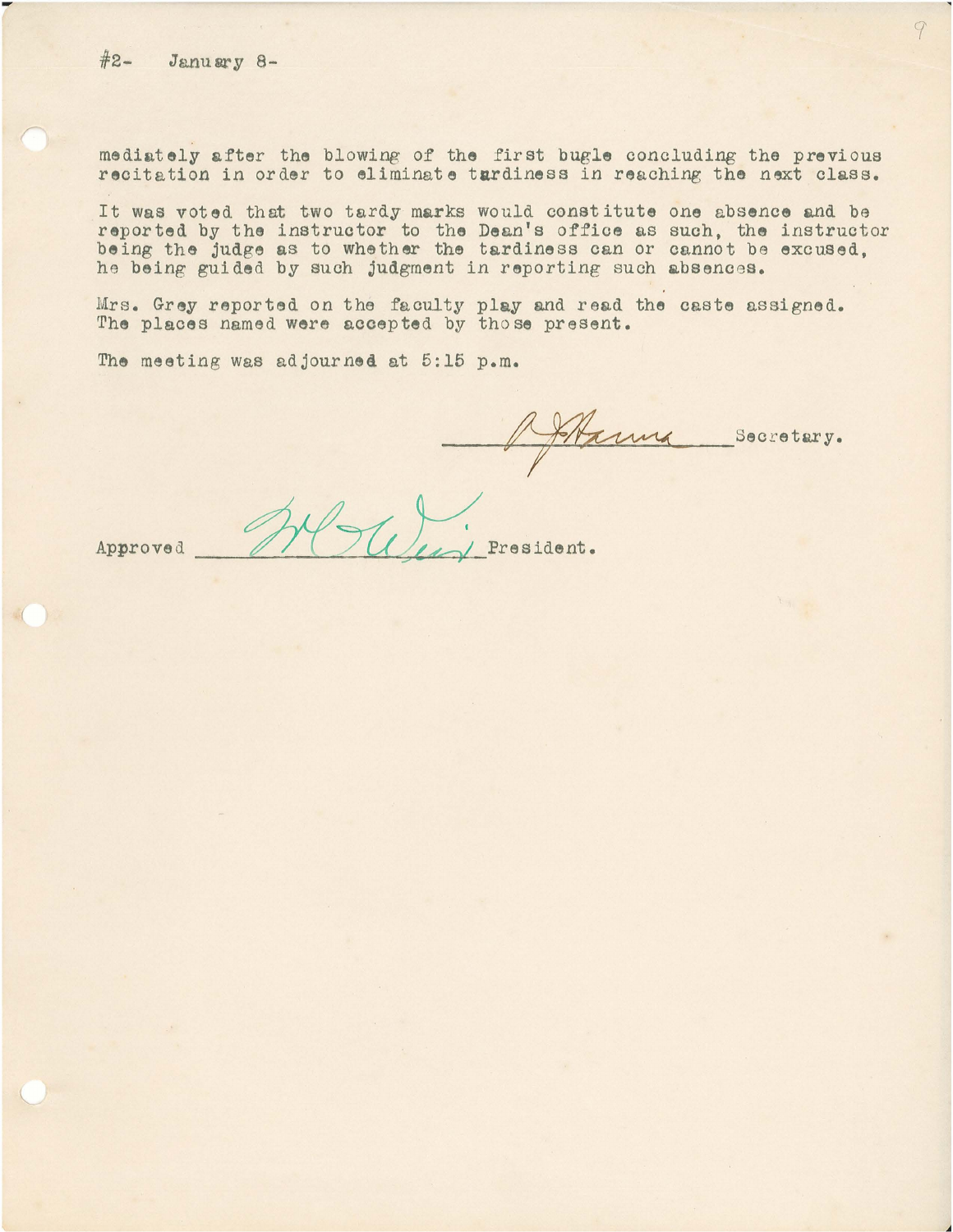#2- January 8-

mediately after the blowing of the first bugle concluding the previous recitation in order to eliminate tardiness in reaching the next class.

It was voted that two tardy marks would constitute one absence and be reported by the instructor to the Dean's office as such, the instructor being the judge as to whether the tardiness can or cannot be excused, he being guided by such judgment in reporting such absences.

Mrs. Grey reported on the faculty play and read the caste assigned. The places named were accepted by those present.

The meeting was adjourned at 5:15 p.m.

R J Hanna Secretary.

Approved M L Weis President.